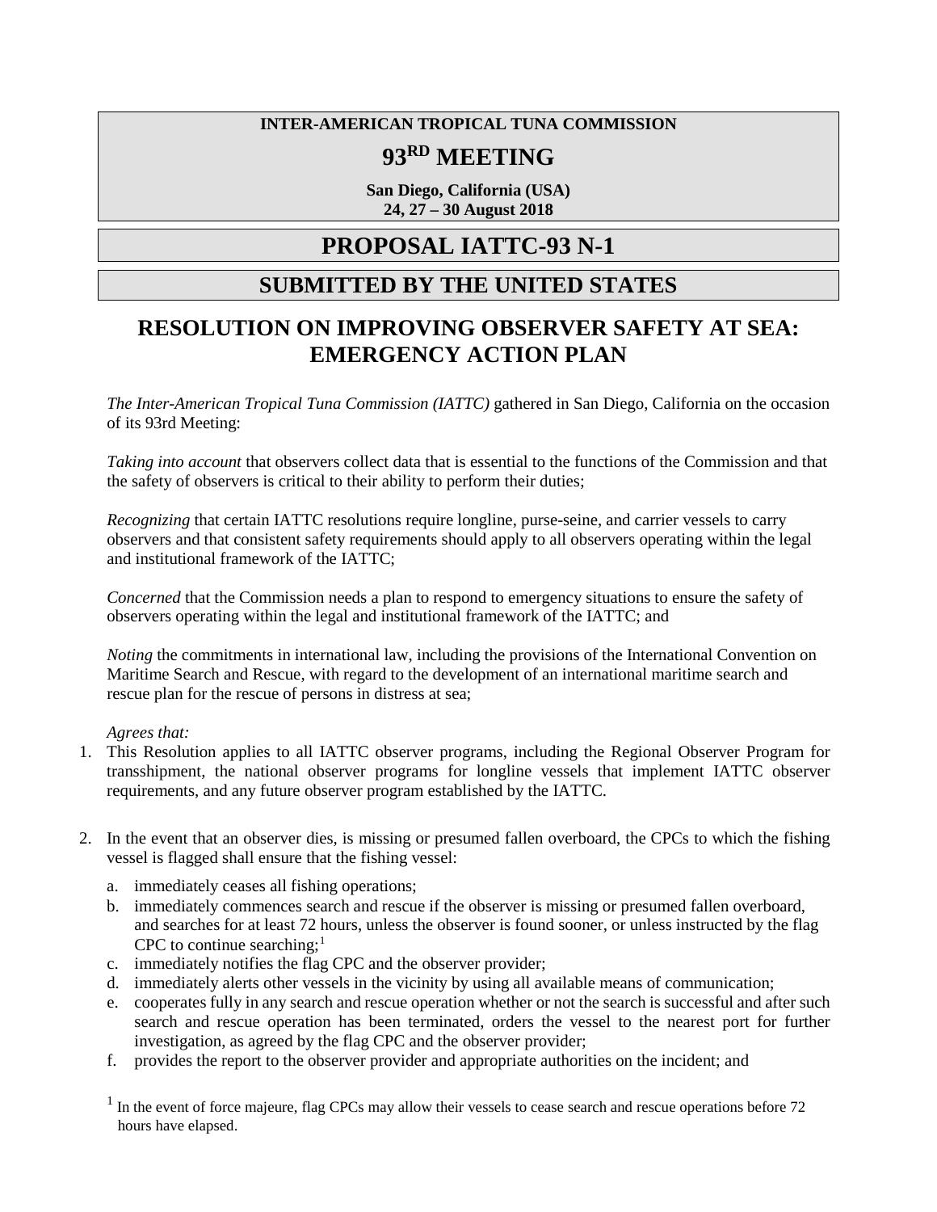**INTER-AMERICAN TROPICAL TUNA COMMISSION**

# 93RD MEETING

**San Diego, California (USA)**
**24, 27 – 30 August 2018**

# PROPOSAL IATTC-93 N-1

# SUBMITTED BY THE UNITED STATES

## RESOLUTION ON IMPROVING OBSERVER SAFETY AT SEA: EMERGENCY ACTION PLAN

*The Inter-American Tropical Tuna Commission (IATTC)* gathered in San Diego, California on the occasion of its 93rd Meeting:

*Taking into account* that observers collect data that is essential to the functions of the Commission and that the safety of observers is critical to their ability to perform their duties;

*Recognizing* that certain IATTC resolutions require longline, purse-seine, and carrier vessels to carry observers and that consistent safety requirements should apply to all observers operating within the legal and institutional framework of the IATTC;

*Concerned* that the Commission needs a plan to respond to emergency situations to ensure the safety of observers operating within the legal and institutional framework of the IATTC; and

*Noting* the commitments in international law, including the provisions of the International Convention on Maritime Search and Rescue, with regard to the development of an international maritime search and rescue plan for the rescue of persons in distress at sea;

*Agrees that:*

1. This Resolution applies to all IATTC observer programs, including the Regional Observer Program for transshipment, the national observer programs for longline vessels that implement IATTC observer requirements, and any future observer program established by the IATTC.

2. In the event that an observer dies, is missing or presumed fallen overboard, the CPCs to which the fishing vessel is flagged shall ensure that the fishing vessel:
   a. immediately ceases all fishing operations;
   b. immediately commences search and rescue if the observer is missing or presumed fallen overboard, and searches for at least 72 hours, unless the observer is found sooner, or unless instructed by the flag CPC to continue searching;[1]
   c. immediately notifies the flag CPC and the observer provider;
   d. immediately alerts other vessels in the vicinity by using all available means of communication;
   e. cooperates fully in any search and rescue operation whether or not the search is successful and after such search and rescue operation has been terminated, orders the vessel to the nearest port for further investigation, as agreed by the flag CPC and the observer provider;
   f. provides the report to the observer provider and appropriate authorities on the incident; and

[1] In the event of force majeure, flag CPCs may allow their vessels to cease search and rescue operations before 72 hours have elapsed.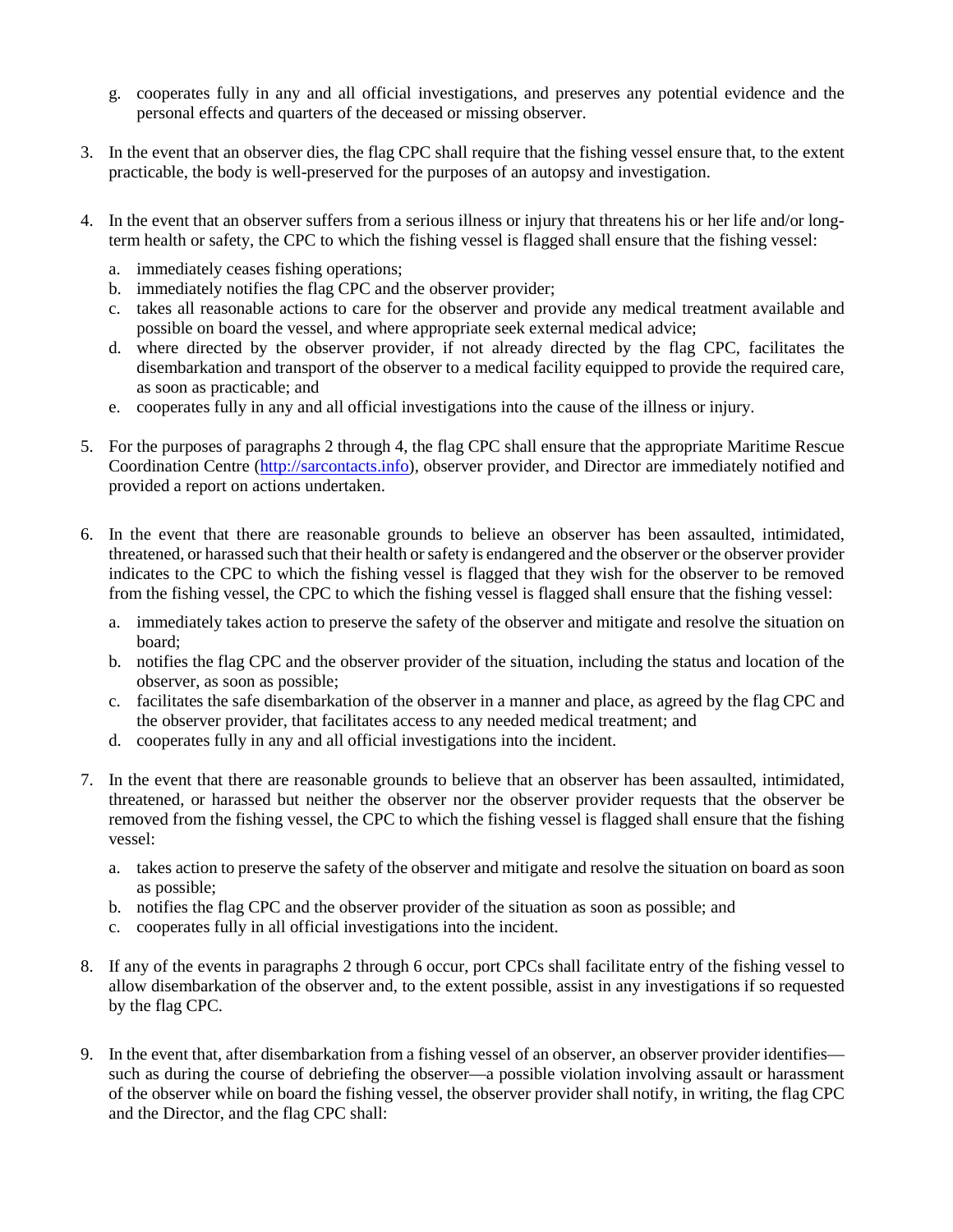g. cooperates fully in any and all official investigations, and preserves any potential evidence and the personal effects and quarters of the deceased or missing observer.

3. In the event that an observer dies, the flag CPC shall require that the fishing vessel ensure that, to the extent practicable, the body is well-preserved for the purposes of an autopsy and investigation.

4. In the event that an observer suffers from a serious illness or injury that threatens his or her life and/or long-term health or safety, the CPC to which the fishing vessel is flagged shall ensure that the fishing vessel:
   a. immediately ceases fishing operations;
   b. immediately notifies the flag CPC and the observer provider;
   c. takes all reasonable actions to care for the observer and provide any medical treatment available and possible on board the vessel, and where appropriate seek external medical advice;
   d. where directed by the observer provider, if not already directed by the flag CPC, facilitates the disembarkation and transport of the observer to a medical facility equipped to provide the required care, as soon as practicable; and
   e. cooperates fully in any and all official investigations into the cause of the illness or injury.

5. For the purposes of paragraphs 2 through 4, the flag CPC shall ensure that the appropriate Maritime Rescue Coordination Centre (http://sarcontacts.info), observer provider, and Director are immediately notified and provided a report on actions undertaken.

6. In the event that there are reasonable grounds to believe an observer has been assaulted, intimidated, threatened, or harassed such that their health or safety is endangered and the observer or the observer provider indicates to the CPC to which the fishing vessel is flagged that they wish for the observer to be removed from the fishing vessel, the CPC to which the fishing vessel is flagged shall ensure that the fishing vessel:
   a. immediately takes action to preserve the safety of the observer and mitigate and resolve the situation on board;
   b. notifies the flag CPC and the observer provider of the situation, including the status and location of the observer, as soon as possible;
   c. facilitates the safe disembarkation of the observer in a manner and place, as agreed by the flag CPC and the observer provider, that facilitates access to any needed medical treatment; and
   d. cooperates fully in any and all official investigations into the incident.

7. In the event that there are reasonable grounds to believe that an observer has been assaulted, intimidated, threatened, or harassed but neither the observer nor the observer provider requests that the observer be removed from the fishing vessel, the CPC to which the fishing vessel is flagged shall ensure that the fishing vessel:
   a. takes action to preserve the safety of the observer and mitigate and resolve the situation on board as soon as possible;
   b. notifies the flag CPC and the observer provider of the situation as soon as possible; and
   c. cooperates fully in all official investigations into the incident.

8. If any of the events in paragraphs 2 through 6 occur, port CPCs shall facilitate entry of the fishing vessel to allow disembarkation of the observer and, to the extent possible, assist in any investigations if so requested by the flag CPC.

9. In the event that, after disembarkation from a fishing vessel of an observer, an observer provider identifies—such as during the course of debriefing the observer—a possible violation involving assault or harassment of the observer while on board the fishing vessel, the observer provider shall notify, in writing, the flag CPC and the Director, and the flag CPC shall: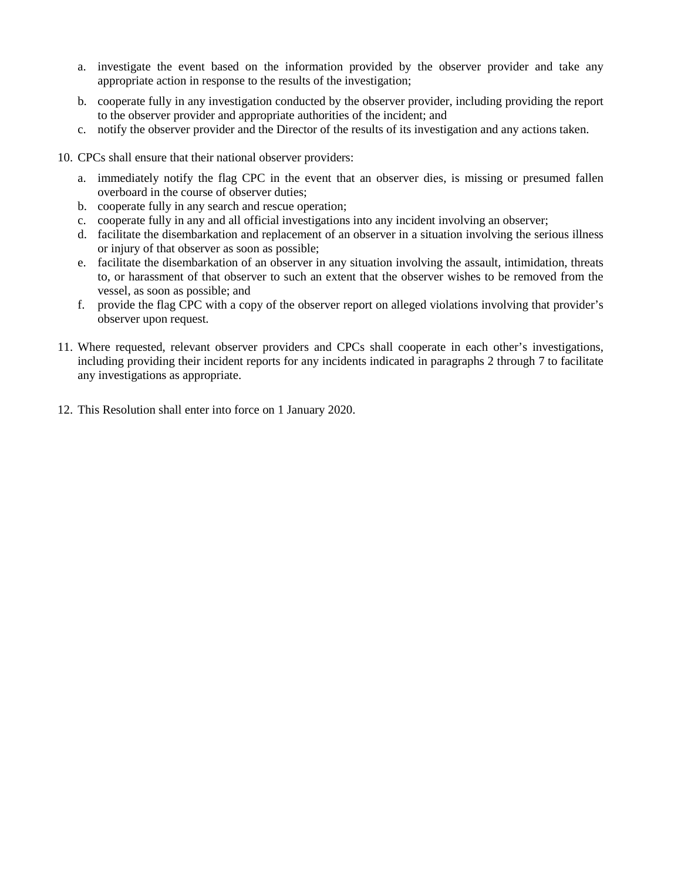a. investigate the event based on the information provided by the observer provider and take any appropriate action in response to the results of the investigation;
b. cooperate fully in any investigation conducted by the observer provider, including providing the report to the observer provider and appropriate authorities of the incident; and
c. notify the observer provider and the Director of the results of its investigation and any actions taken.

10. CPCs shall ensure that their national observer providers:

    a. immediately notify the flag CPC in the event that an observer dies, is missing or presumed fallen overboard in the course of observer duties;
    b. cooperate fully in any search and rescue operation;
    c. cooperate fully in any and all official investigations into any incident involving an observer;
    d. facilitate the disembarkation and replacement of an observer in a situation involving the serious illness or injury of that observer as soon as possible;
    e. facilitate the disembarkation of an observer in any situation involving the assault, intimidation, threats to, or harassment of that observer to such an extent that the observer wishes to be removed from the vessel, as soon as possible; and
    f. provide the flag CPC with a copy of the observer report on alleged violations involving that provider's observer upon request.

11. Where requested, relevant observer providers and CPCs shall cooperate in each other's investigations, including providing their incident reports for any incidents indicated in paragraphs 2 through 7 to facilitate any investigations as appropriate.

12. This Resolution shall enter into force on 1 January 2020.